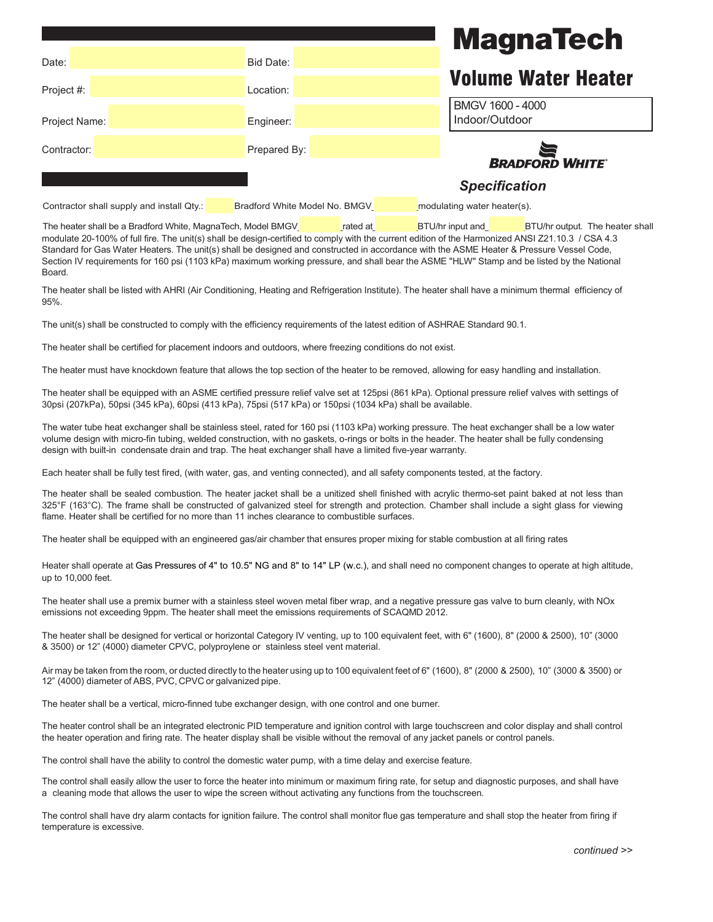# MagnaTech

## Volume Water Heater

BMGV 1600 - 4000
Indoor/Outdoor

BRADFORD WHITE

*Specification*

| Date: | | Bid Date: | |
|---|---|---|---|
| Project #: | | Location: | |
| Project Name: | | Engineer: | |
| Contractor: | | Prepared By: | |

Contractor shall supply and install Qty.: \_\_\_\_ Bradford White Model No. BMGV\_\_\_\_\_\_ modulating water heater(s).

The heater shall be a Bradford White, MagnaTech, Model BMGV\_\_\_\_\_\_ rated at\_\_\_\_\_\_ BTU/hr input and\_\_\_\_\_\_ BTU/hr output. The heater shall modulate 20-100% of full fire. The unit(s) shall be design-certified to comply with the current edition of the Harmonized ANSI Z21.10.3 / CSA 4.3 Standard for Gas Water Heaters. The unit(s) shall be designed and constructed in accordance with the ASME Heater & Pressure Vessel Code, Section IV requirements for 160 psi (1103 kPa) maximum working pressure, and shall bear the ASME "HLW" Stamp and be listed by the National Board.

The heater shall be listed with AHRI (Air Conditioning, Heating and Refrigeration Institute). The heater shall have a minimum thermal efficiency of 95%.

The unit(s) shall be constructed to comply with the efficiency requirements of the latest edition of ASHRAE Standard 90.1.

The heater shall be certified for placement indoors and outdoors, where freezing conditions do not exist.

The heater must have knockdown feature that allows the top section of the heater to be removed, allowing for easy handling and installation.

The heater shall be equipped with an ASME certified pressure relief valve set at 125psi (861 kPa). Optional pressure relief valves with settings of 30psi (207kPa), 50psi (345 kPa), 60psi (413 kPa), 75psi (517 kPa) or 150psi (1034 kPa) shall be available.

The water tube heat exchanger shall be stainless steel, rated for 160 psi (1103 kPa) working pressure. The heat exchanger shall be a low water volume design with micro-fin tubing, welded construction, with no gaskets, o-rings or bolts in the header. The heater shall be fully condensing design with built-in condensate drain and trap. The heat exchanger shall have a limited five-year warranty.

Each heater shall be fully test fired, (with water, gas, and venting connected), and all safety components tested, at the factory.

The heater shall be sealed combustion. The heater jacket shall be a unitized shell finished with acrylic thermo-set paint baked at not less than 325°F (163°C). The frame shall be constructed of galvanized steel for strength and protection. Chamber shall include a sight glass for viewing flame. Heater shall be certified for no more than 11 inches clearance to combustible surfaces.

The heater shall be equipped with an engineered gas/air chamber that ensures proper mixing for stable combustion at all firing rates

Heater shall operate at Gas Pressures of 4" to 10.5" NG and 8" to 14" LP (w.c.), and shall need no component changes to operate at high altitude, up to 10,000 feet.

The heater shall use a premix burner with a stainless steel woven metal fiber wrap, and a negative pressure gas valve to burn cleanly, with NOx emissions not exceeding 9ppm. The heater shall meet the emissions requirements of SCAQMD 2012.

The heater shall be designed for vertical or horizontal Category IV venting, up to 100 equivalent feet, with 6" (1600), 8" (2000 & 2500), 10" (3000 & 3500) or 12" (4000) diameter CPVC, polyproylene or stainless steel vent material.

Air may be taken from the room, or ducted directly to the heater using up to 100 equivalent feet of 6" (1600), 8" (2000 & 2500), 10" (3000 & 3500) or 12" (4000) diameter of ABS, PVC, CPVC or galvanized pipe.

The heater shall be a vertical, micro-finned tube exchanger design, with one control and one burner.

The heater control shall be an integrated electronic PID temperature and ignition control with large touchscreen and color display and shall control the heater operation and firing rate. The heater display shall be visible without the removal of any jacket panels or control panels.

The control shall have the ability to control the domestic water pump, with a time delay and exercise feature.

The control shall easily allow the user to force the heater into minimum or maximum firing rate, for setup and diagnostic purposes, and shall have a cleaning mode that allows the user to wipe the screen without activating any functions from the touchscreen.

The control shall have dry alarm contacts for ignition failure. The control shall monitor flue gas temperature and shall stop the heater from firing if temperature is excessive.

*continued >>*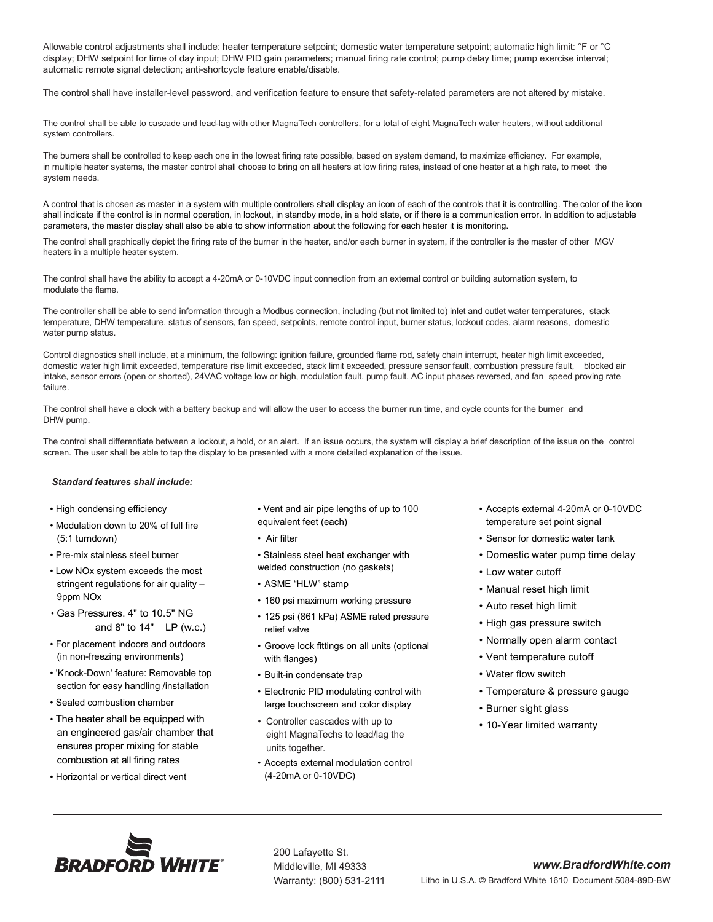Allowable control adjustments shall include: heater temperature setpoint; domestic water temperature setpoint; automatic high limit: °F or °C display; DHW setpoint for time of day input; DHW PID gain parameters; manual firing rate control; pump delay time; pump exercise interval; automatic remote signal detection; anti-shortcycle feature enable/disable.

The control shall have installer-level password, and verification feature to ensure that safety-related parameters are not altered by mistake.

The control shall be able to cascade and lead-lag with other MagnaTech controllers, for a total of eight MagnaTech water heaters, without additional system controllers.

The burners shall be controlled to keep each one in the lowest firing rate possible, based on system demand, to maximize efficiency. For example, in multiple heater systems, the master control shall choose to bring on all heaters at low firing rates, instead of one heater at a high rate, to meet the system needs.

A control that is chosen as master in a system with multiple controllers shall display an icon of each of the controls that it is controlling. The color of the icon shall indicate if the control is in normal operation, in lockout, in standby mode, in a hold state, or if there is a communication error. In addition to adjustable parameters, the master display shall also be able to show information about the following for each heater it is monitoring.

The control shall graphically depict the firing rate of the burner in the heater, and/or each burner in system, if the controller is the master of other MGV heaters in a multiple heater system.

The control shall have the ability to accept a 4-20mA or 0-10VDC input connection from an external control or building automation system, to modulate the flame.

The controller shall be able to send information through a Modbus connection, including (but not limited to) inlet and outlet water temperatures, stack temperature, DHW temperature, status of sensors, fan speed, setpoints, remote control input, burner status, lockout codes, alarm reasons, domestic water pump status.

Control diagnostics shall include, at a minimum, the following: ignition failure, grounded flame rod, safety chain interrupt, heater high limit exceeded, domestic water high limit exceeded, temperature rise limit exceeded, stack limit exceeded, pressure sensor fault, combustion pressure fault, blocked air intake, sensor errors (open or shorted), 24VAC voltage low or high, modulation fault, pump fault, AC input phases reversed, and fan speed proving rate failure.

The control shall have a clock with a battery backup and will allow the user to access the burner run time, and cycle counts for the burner and DHW pump.

The control shall differentiate between a lockout, a hold, or an alert. If an issue occurs, the system will display a brief description of the issue on the control screen. The user shall be able to tap the display to be presented with a more detailed explanation of the issue.

***Standard features shall include:***

- High condensing efficiency
- Modulation down to 20% of full fire (5:1 turndown)
- Pre-mix stainless steel burner
- Low NOx system exceeds the most stringent regulations for air quality – 9ppm NOx
- Gas Pressures. 4" to 10.5" NG and 8" to 14" LP (w.c.)
- For placement indoors and outdoors (in non-freezing environments)
- 'Knock-Down' feature: Removable top section for easy handling /installation
- Sealed combustion chamber
- The heater shall be equipped with an engineered gas/air chamber that ensures proper mixing for stable combustion at all firing rates
- Horizontal or vertical direct vent
- Vent and air pipe lengths of up to 100 equivalent feet (each)
- Air filter
- Stainless steel heat exchanger with welded construction (no gaskets)
- ASME "HLW" stamp
- 160 psi maximum working pressure
- 125 psi (861 kPa) ASME rated pressure relief valve
- Groove lock fittings on all units (optional with flanges)
- Built-in condensate trap
- Electronic PID modulating control with large touchscreen and color display
- Controller cascades with up to eight MagnaTechs to lead/lag the units together.
- Accepts external modulation control (4-20mA or 0-10VDC)
- Accepts external 4-20mA or 0-10VDC temperature set point signal
- Sensor for domestic water tank
- Domestic water pump time delay
- Low water cutoff
- Manual reset high limit
- Auto reset high limit
- High gas pressure switch
- Normally open alarm contact
- Vent temperature cutoff
- Water flow switch
- Temperature & pressure gauge
- Burner sight glass
- 10-Year limited warranty

BRADFORD WHITE®

200 Lafayette St.
Middleville, MI 49333
Warranty: (800) 531-2111

**www.BradfordWhite.com**

Litho in U.S.A. © Bradford White 1610 Document 5084-89D-BW